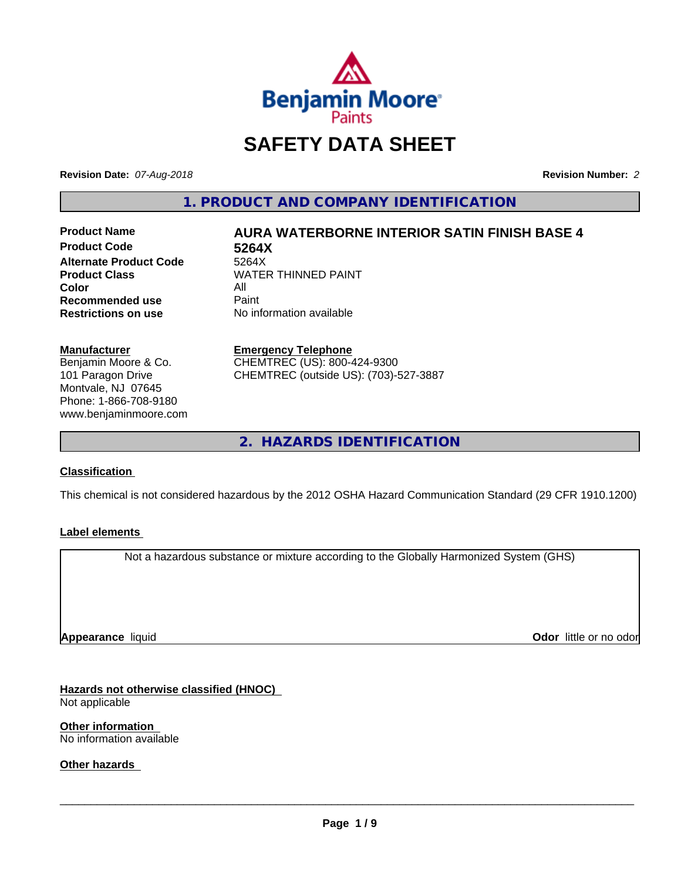# SAFETY DATA SHEET

**Revision Date:** *07-Aug-2018*

**Revision Number:** *2*

## 1. PRODUCT AND COMPANY IDENTIFICATION

| | |
|---|---|
| **Product Name** | **AURA WATERBORNE INTERIOR SATIN FINISH BASE 4** |
| **Product Code** | **5264X** |
| **Alternate Product Code** | 5264X |
| **Product Class** | WATER THINNED PAINT |
| **Color** | All |
| **Recommended use** | Paint |
| **Restrictions on use** | No information available |

**Manufacturer**
Benjamin Moore & Co.
101 Paragon Drive
Montvale, NJ 07645
Phone: 1-866-708-9180
www.benjaminmoore.com

**Emergency Telephone**
CHEMTREC (US): 800-424-9300
CHEMTREC (outside US): (703)-527-3887

## 2. HAZARDS IDENTIFICATION

**Classification**

This chemical is not considered hazardous by the 2012 OSHA Hazard Communication Standard (29 CFR 1910.1200)

**Label elements**

Not a hazardous substance or mixture according to the Globally Harmonized System (GHS)

**Appearance** liquid

**Odor** little or no odor

**Hazards not otherwise classified (HNOC)**
Not applicable

**Other information**
No information available

**Other hazards**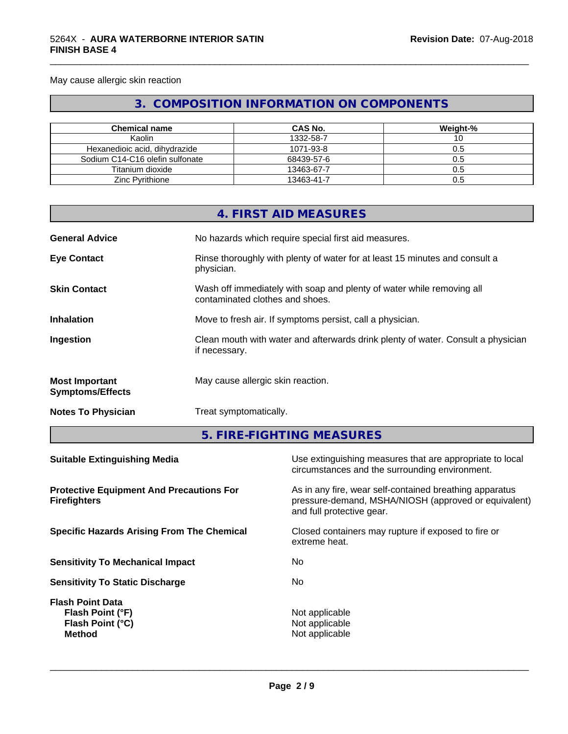May cause allergic skin reaction

## 3. COMPOSITION INFORMATION ON COMPONENTS

| Chemical name | CAS No. | Weight-% |
|---|---|---|
| Kaolin | 1332-58-7 | 10 |
| Hexanedioic acid, dihydrazide | 1071-93-8 | 0.5 |
| Sodium C14-C16 olefin sulfonate | 68439-57-6 | 0.5 |
| Titanium dioxide | 13463-67-7 | 0.5 |
| Zinc Pyrithione | 13463-41-7 | 0.5 |

## 4. FIRST AID MEASURES

**General Advice** No hazards which require special first aid measures.

**Eye Contact** Rinse thoroughly with plenty of water for at least 15 minutes and consult a physician.

**Skin Contact** Wash off immediately with soap and plenty of water while removing all contaminated clothes and shoes.

**Inhalation** Move to fresh air. If symptoms persist, call a physician.

**Ingestion** Clean mouth with water and afterwards drink plenty of water. Consult a physician if necessary.

**Most Important Symptoms/Effects** May cause allergic skin reaction.

**Notes To Physician** Treat symptomatically.

## 5. FIRE-FIGHTING MEASURES

**Suitable Extinguishing Media** Use extinguishing measures that are appropriate to local circumstances and the surrounding environment.

**Protective Equipment And Precautions For Firefighters** As in any fire, wear self-contained breathing apparatus pressure-demand, MSHA/NIOSH (approved or equivalent) and full protective gear.

**Specific Hazards Arising From The Chemical** Closed containers may rupture if exposed to fire or extreme heat.

**Sensitivity To Mechanical Impact** No

**Sensitivity To Static Discharge** No

**Flash Point Data**
**Flash Point (°F)** Not applicable
**Flash Point (°C)** Not applicable
**Method** Not applicable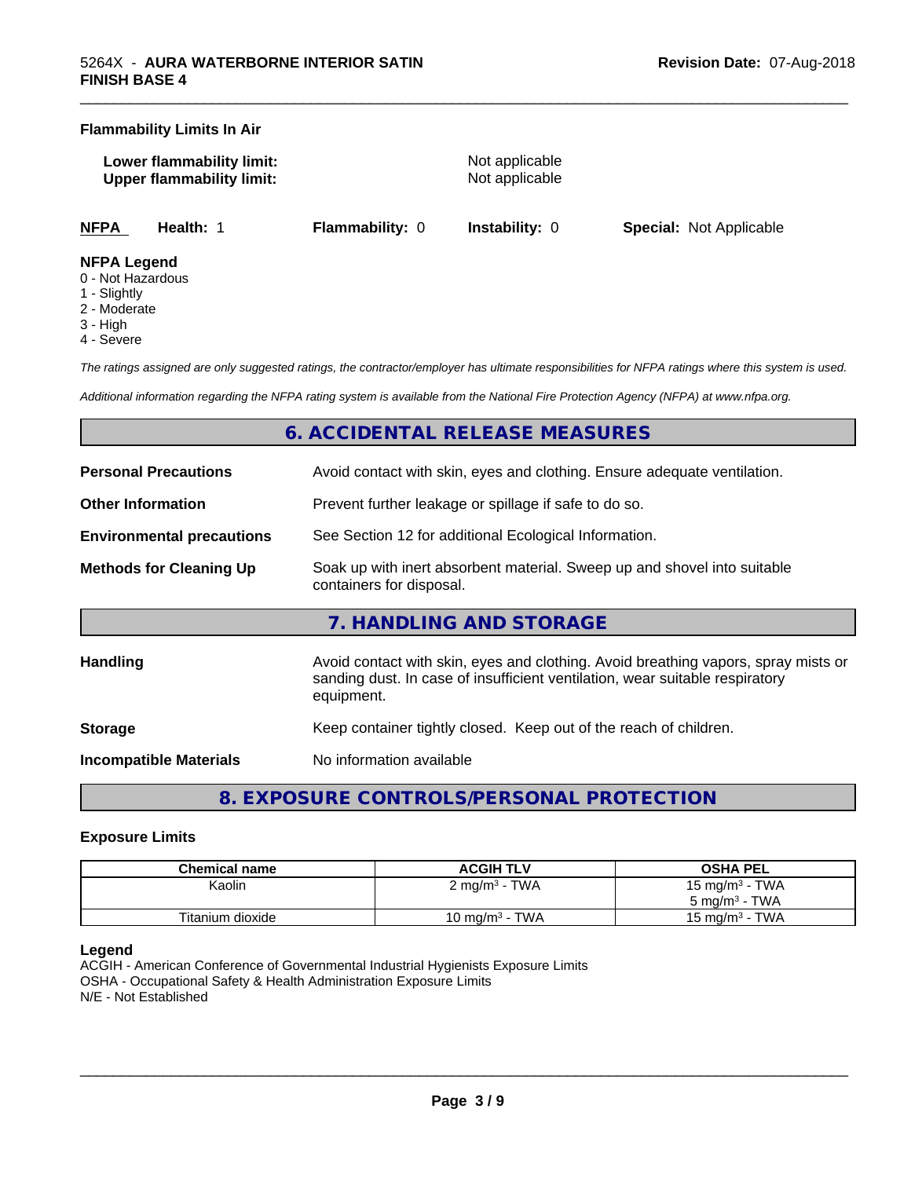**Flammability Limits In Air**

**Lower flammability limit:** Not applicable
**Upper flammability limit:** Not applicable

| **NFPA** | **Health:** 1 | **Flammability:** 0 | **Instability:** 0 | **Special:** Not Applicable |
|---|---|---|---|---|

**NFPA Legend**
0 - Not Hazardous
1 - Slightly
2 - Moderate
3 - High
4 - Severe

*The ratings assigned are only suggested ratings, the contractor/employer has ultimate responsibilities for NFPA ratings where this system is used.*

*Additional information regarding the NFPA rating system is available from the National Fire Protection Agency (NFPA) at www.nfpa.org.*

## 6. ACCIDENTAL RELEASE MEASURES

**Personal Precautions** Avoid contact with skin, eyes and clothing. Ensure adequate ventilation.

**Other Information** Prevent further leakage or spillage if safe to do so.

**Environmental precautions** See Section 12 for additional Ecological Information.

**Methods for Cleaning Up** Soak up with inert absorbent material. Sweep up and shovel into suitable containers for disposal.

## 7. HANDLING AND STORAGE

**Handling** Avoid contact with skin, eyes and clothing. Avoid breathing vapors, spray mists or sanding dust. In case of insufficient ventilation, wear suitable respiratory equipment.

**Storage** Keep container tightly closed. Keep out of the reach of children.

**Incompatible Materials** No information available

## 8. EXPOSURE CONTROLS/PERSONAL PROTECTION

### Exposure Limits

| Chemical name | ACGIH TLV | OSHA PEL |
|---|---|---|
| Kaolin | 2 mg/m³ - TWA | 15 mg/m³ - TWA<br>5 mg/m³ - TWA |
| Titanium dioxide | 10 mg/m³ - TWA | 15 mg/m³ - TWA |

**Legend**
ACGIH - American Conference of Governmental Industrial Hygienists Exposure Limits
OSHA - Occupational Safety & Health Administration Exposure Limits
N/E - Not Established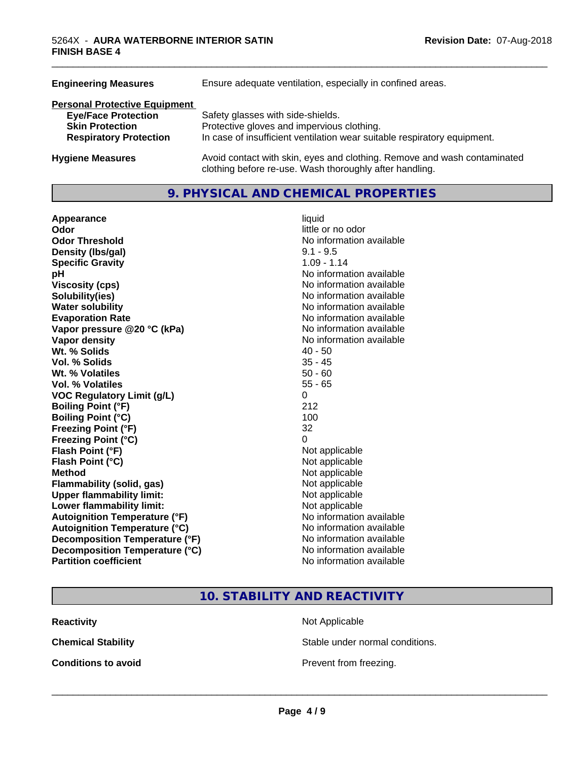| | |
|---|---|
| **Engineering Measures** | Ensure adequate ventilation, especially in confined areas. |

**Personal Protective Equipment**

| | |
|---|---|
| **Eye/Face Protection** | Safety glasses with side-shields. |
| **Skin Protection** | Protective gloves and impervious clothing. |
| **Respiratory Protection** | In case of insufficient ventilation wear suitable respiratory equipment. |

| | |
|---|---|
| **Hygiene Measures** | Avoid contact with skin, eyes and clothing. Remove and wash contaminated clothing before re-use. Wash thoroughly after handling. |

## 9. PHYSICAL AND CHEMICAL PROPERTIES

| | |
|---|---|
| **Appearance** | liquid |
| **Odor** | little or no odor |
| **Odor Threshold** | No information available |
| **Density (lbs/gal)** | 9.1 - 9.5 |
| **Specific Gravity** | 1.09 - 1.14 |
| **pH** | No information available |
| **Viscosity (cps)** | No information available |
| **Solubility(ies)** | No information available |
| **Water solubility** | No information available |
| **Evaporation Rate** | No information available |
| **Vapor pressure @20 °C (kPa)** | No information available |
| **Vapor density** | No information available |
| **Wt. % Solids** | 40 - 50 |
| **Vol. % Solids** | 35 - 45 |
| **Wt. % Volatiles** | 50 - 60 |
| **Vol. % Volatiles** | 55 - 65 |
| **VOC Regulatory Limit (g/L)** | 0 |
| **Boiling Point (°F)** | 212 |
| **Boiling Point (°C)** | 100 |
| **Freezing Point (°F)** | 32 |
| **Freezing Point (°C)** | 0 |
| **Flash Point (°F)** | Not applicable |
| **Flash Point (°C)** | Not applicable |
| **Method** | Not applicable |
| **Flammability (solid, gas)** | Not applicable |
| **Upper flammability limit:** | Not applicable |
| **Lower flammability limit:** | Not applicable |
| **Autoignition Temperature (°F)** | No information available |
| **Autoignition Temperature (°C)** | No information available |
| **Decomposition Temperature (°F)** | No information available |
| **Decomposition Temperature (°C)** | No information available |
| **Partition coefficient** | No information available |

## 10. STABILITY AND REACTIVITY

| | |
|---|---|
| **Reactivity** | Not Applicable |
| **Chemical Stability** | Stable under normal conditions. |
| **Conditions to avoid** | Prevent from freezing. |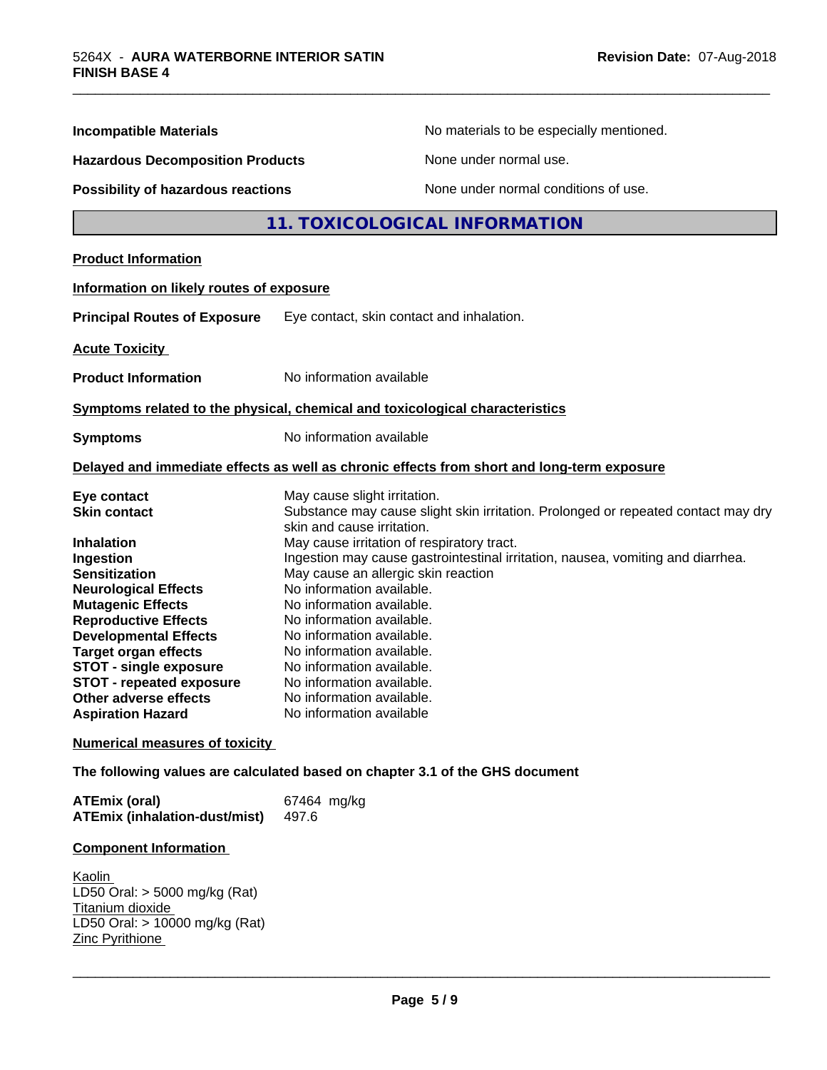| | |
|---|---|
| **Incompatible Materials** | No materials to be especially mentioned. |
| **Hazardous Decomposition Products** | None under normal use. |
| **Possibility of hazardous reactions** | None under normal conditions of use. |

## 11. TOXICOLOGICAL INFORMATION

**Product Information**

**Information on likely routes of exposure**

**Principal Routes of Exposure** Eye contact, skin contact and inhalation.

**Acute Toxicity**

**Product Information** No information available

**Symptoms related to the physical, chemical and toxicological characteristics**

**Symptoms** No information available

**Delayed and immediate effects as well as chronic effects from short and long-term exposure**

| | |
|---|---|
| **Eye contact** | May cause slight irritation. |
| **Skin contact** | Substance may cause slight skin irritation. Prolonged or repeated contact may dry skin and cause irritation. |
| **Inhalation** | May cause irritation of respiratory tract. |
| **Ingestion** | Ingestion may cause gastrointestinal irritation, nausea, vomiting and diarrhea. |
| **Sensitization** | May cause an allergic skin reaction |
| **Neurological Effects** | No information available. |
| **Mutagenic Effects** | No information available. |
| **Reproductive Effects** | No information available. |
| **Developmental Effects** | No information available. |
| **Target organ effects** | No information available. |
| **STOT - single exposure** | No information available. |
| **STOT - repeated exposure** | No information available. |
| **Other adverse effects** | No information available. |
| **Aspiration Hazard** | No information available |

**Numerical measures of toxicity**

**The following values are calculated based on chapter 3.1 of the GHS document**

| | |
|---|---|
| **ATEmix (oral)** | 67464 mg/kg |
| **ATEmix (inhalation-dust/mist)** | 497.6 |

**Component Information**

Kaolin
LD50 Oral: > 5000 mg/kg (Rat)
Titanium dioxide
LD50 Oral: > 10000 mg/kg (Rat)
Zinc Pyrithione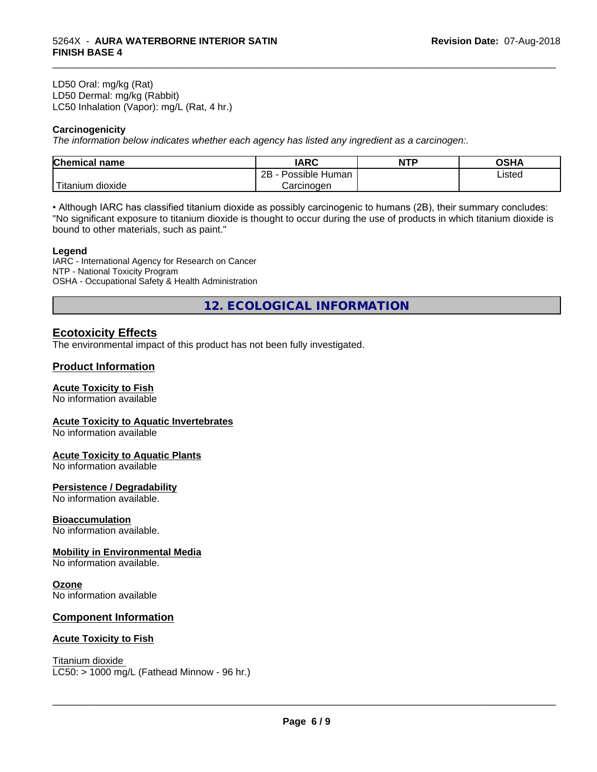LD50 Oral: mg/kg (Rat)
LD50 Dermal: mg/kg (Rabbit)
LC50 Inhalation (Vapor): mg/L (Rat, 4 hr.)

**Carcinogenicity**

*The information below indicates whether each agency has listed any ingredient as a carcinogen:.*

| Chemical name | IARC | NTP | OSHA |
|---|---|---|---|
| Titanium dioxide | 2B - Possible Human Carcinogen | | Listed |

• Although IARC has classified titanium dioxide as possibly carcinogenic to humans (2B), their summary concludes: "No significant exposure to titanium dioxide is thought to occur during the use of products in which titanium dioxide is bound to other materials, such as paint."

**Legend**

IARC - International Agency for Research on Cancer
NTP - National Toxicity Program
OSHA - Occupational Safety & Health Administration

# 12. ECOLOGICAL INFORMATION

## Ecotoxicity Effects

The environmental impact of this product has not been fully investigated.

## Product Information

### Acute Toxicity to Fish

No information available

### Acute Toxicity to Aquatic Invertebrates

No information available

### Acute Toxicity to Aquatic Plants

No information available

### Persistence / Degradability

No information available.

### Bioaccumulation

No information available.

### Mobility in Environmental Media

No information available.

### Ozone

No information available

## Component Information

### Acute Toxicity to Fish

Titanium dioxide
LC50: > 1000 mg/L (Fathead Minnow - 96 hr.)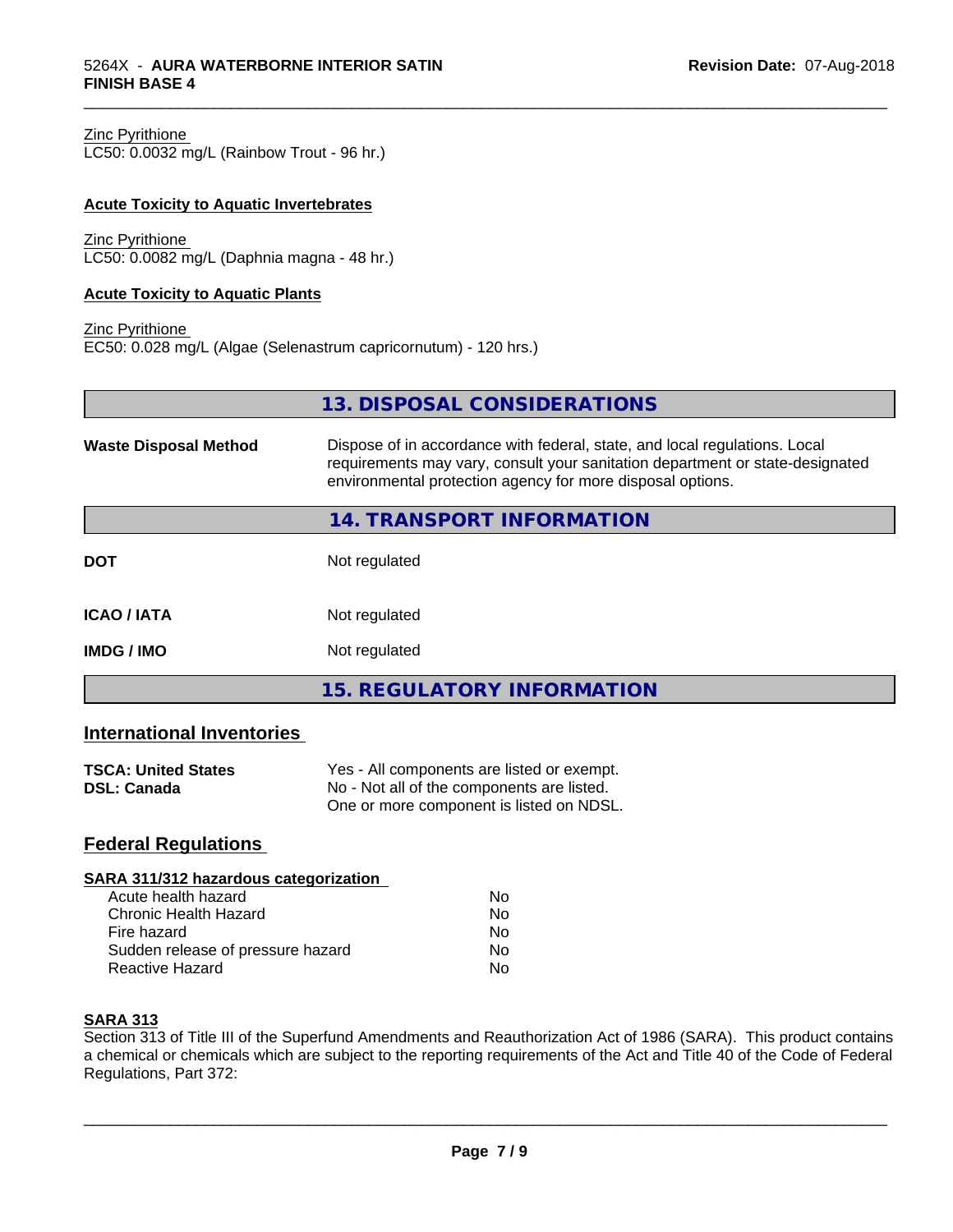Zinc Pyrithione
LC50: 0.0032 mg/L (Rainbow Trout - 96 hr.)

**Acute Toxicity to Aquatic Invertebrates**

Zinc Pyrithione
LC50: 0.0082 mg/L (Daphnia magna - 48 hr.)

**Acute Toxicity to Aquatic Plants**

Zinc Pyrithione
EC50: 0.028 mg/L (Algae (Selenastrum capricornutum) - 120 hrs.)

## 13. DISPOSAL CONSIDERATIONS

**Waste Disposal Method** Dispose of in accordance with federal, state, and local regulations. Local requirements may vary, consult your sanitation department or state-designated environmental protection agency for more disposal options.

## 14. TRANSPORT INFORMATION

| | |
|---|---|
| **DOT** | Not regulated |
| **ICAO / IATA** | Not regulated |
| **IMDG / IMO** | Not regulated |

## 15. REGULATORY INFORMATION

### International Inventories

| | |
|---|---|
| **TSCA: United States** | Yes - All components are listed or exempt. |
| **DSL: Canada** | No - Not all of the components are listed. One or more component is listed on NDSL. |

### Federal Regulations

**SARA 311/312 hazardous categorization**

| | |
|---|---|
| Acute health hazard | No |
| Chronic Health Hazard | No |
| Fire hazard | No |
| Sudden release of pressure hazard | No |
| Reactive Hazard | No |

**SARA 313**

Section 313 of Title III of the Superfund Amendments and Reauthorization Act of 1986 (SARA). This product contains a chemical or chemicals which are subject to the reporting requirements of the Act and Title 40 of the Code of Federal Regulations, Part 372: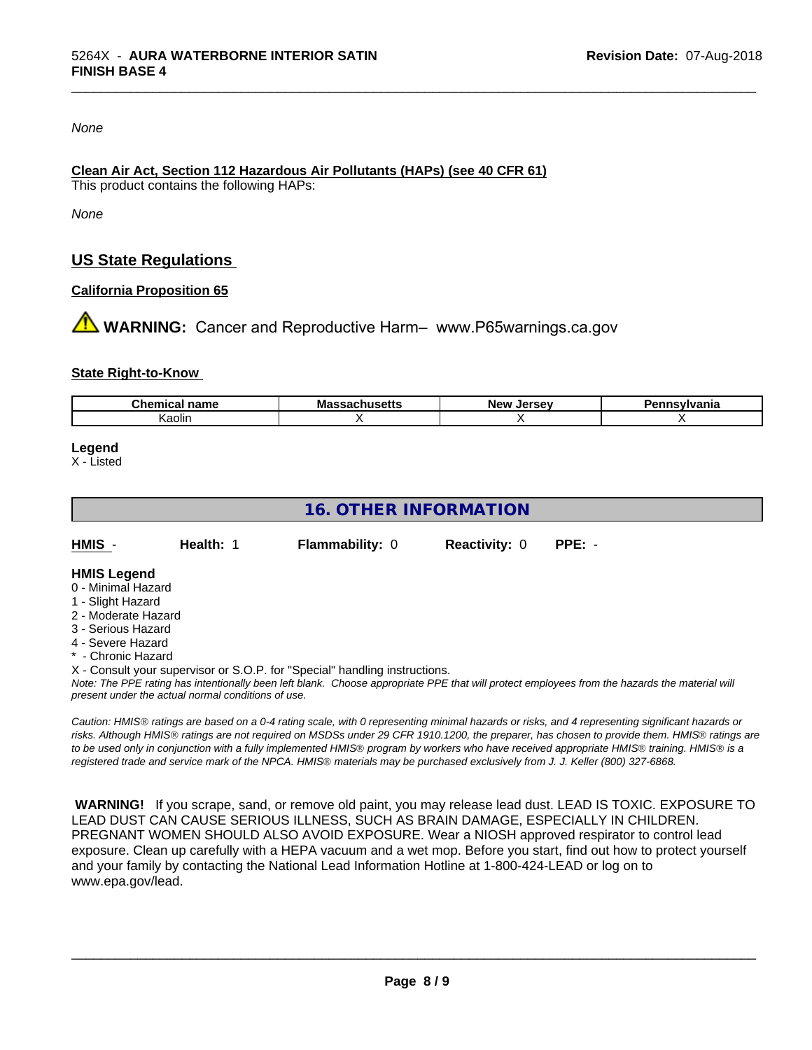*None*

**Clean Air Act, Section 112 Hazardous Air Pollutants (HAPs) (see 40 CFR 61)**

This product contains the following HAPs:

*None*

## US State Regulations

**California Proposition 65**

⚠ **WARNING:** Cancer and Reproductive Harm– www.P65warnings.ca.gov

**State Right-to-Know**

| Chemical name | Massachusetts | New Jersey | Pennsylvania |
|---|---|---|---|
| Kaolin | X | X | X |

**Legend**

X - Listed

## 16. OTHER INFORMATION

**HMIS** - **Health:** 1 **Flammability:** 0 **Reactivity:** 0 **PPE:** -

**HMIS Legend**

0 - Minimal Hazard
1 - Slight Hazard
2 - Moderate Hazard
3 - Serious Hazard
4 - Severe Hazard
* - Chronic Hazard
X - Consult your supervisor or S.O.P. for "Special" handling instructions.

*Note: The PPE rating has intentionally been left blank. Choose appropriate PPE that will protect employees from the hazards the material will present under the actual normal conditions of use.*

*Caution: HMIS® ratings are based on a 0-4 rating scale, with 0 representing minimal hazards or risks, and 4 representing significant hazards or risks. Although HMIS® ratings are not required on MSDSs under 29 CFR 1910.1200, the preparer, has chosen to provide them. HMIS® ratings are to be used only in conjunction with a fully implemented HMIS® program by workers who have received appropriate HMIS® training. HMIS® is a registered trade and service mark of the NPCA. HMIS® materials may be purchased exclusively from J. J. Keller (800) 327-6868.*

**WARNING!** If you scrape, sand, or remove old paint, you may release lead dust. LEAD IS TOXIC. EXPOSURE TO LEAD DUST CAN CAUSE SERIOUS ILLNESS, SUCH AS BRAIN DAMAGE, ESPECIALLY IN CHILDREN. PREGNANT WOMEN SHOULD ALSO AVOID EXPOSURE. Wear a NIOSH approved respirator to control lead exposure. Clean up carefully with a HEPA vacuum and a wet mop. Before you start, find out how to protect yourself and your family by contacting the National Lead Information Hotline at 1-800-424-LEAD or log on to www.epa.gov/lead.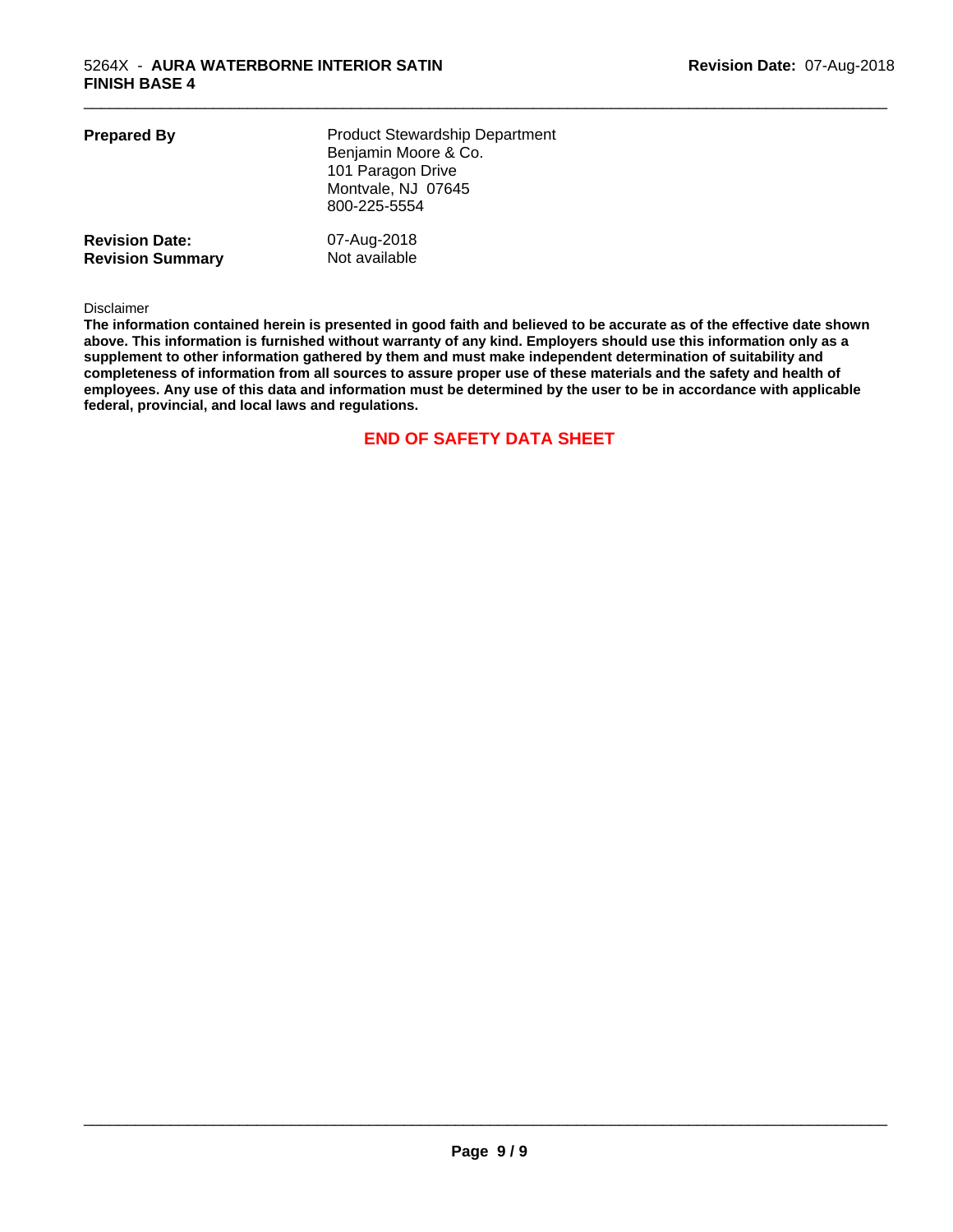| | |
| --- | --- |
| **Prepared By** | Product Stewardship Department<br>Benjamin Moore & Co.<br>101 Paragon Drive<br>Montvale, NJ 07645<br>800-225-5554 |
| **Revision Date:** | 07-Aug-2018 |
| **Revision Summary** | Not available |

Disclaimer

**The information contained herein is presented in good faith and believed to be accurate as of the effective date shown above. This information is furnished without warranty of any kind. Employers should use this information only as a supplement to other information gathered by them and must make independent determination of suitability and completeness of information from all sources to assure proper use of these materials and the safety and health of employees. Any use of this data and information must be determined by the user to be in accordance with applicable federal, provincial, and local laws and regulations.**

**END OF SAFETY DATA SHEET**